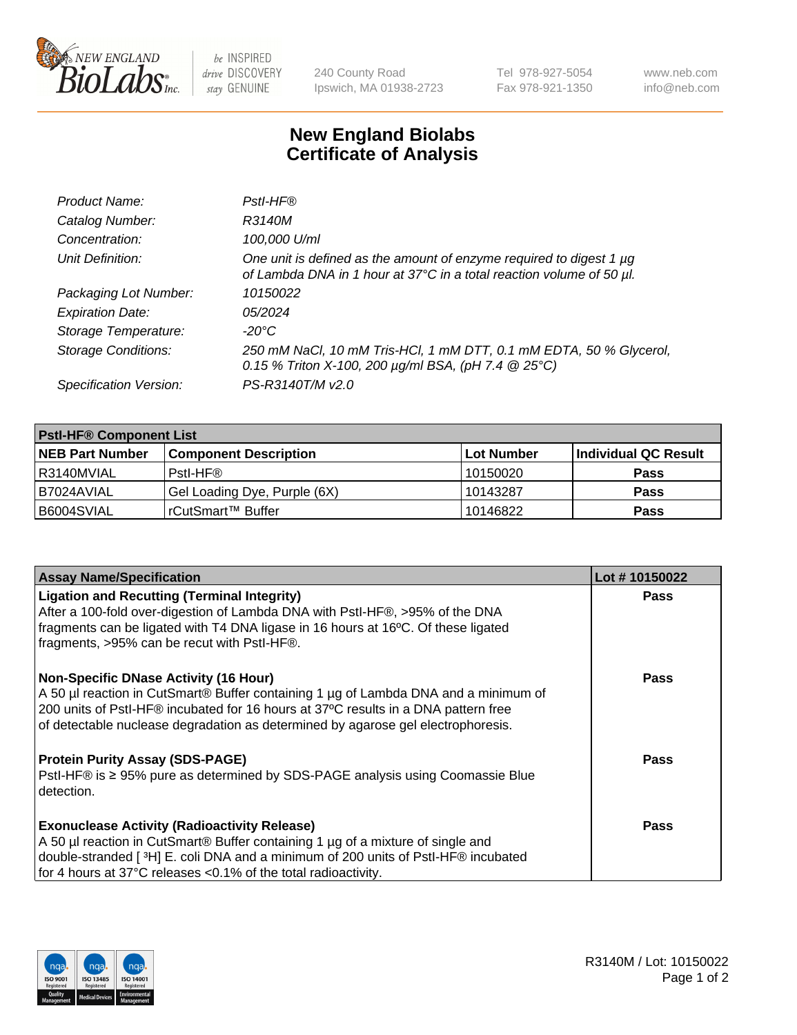# New England Biolabs
# Certificate of Analysis

| | |
|---|---|
| *Product Name:* | *PstI-HF®* |
| *Catalog Number:* | *R3140M* |
| *Concentration:* | *100,000 U/ml* |
| *Unit Definition:* | *One unit is defined as the amount of enzyme required to digest 1 µg of Lambda DNA in 1 hour at 37°C in a total reaction volume of 50 µl.* |
| *Packaging Lot Number:* | *10150022* |
| *Expiration Date:* | *05/2024* |
| *Storage Temperature:* | *-20°C* |
| *Storage Conditions:* | *250 mM NaCl, 10 mM Tris-HCl, 1 mM DTT, 0.1 mM EDTA, 50 % Glycerol, 0.15 % Triton X-100, 200 µg/ml BSA, (pH 7.4 @ 25°C)* |
| *Specification Version:* | *PS-R3140T/M v2.0* |

| PstI-HF® Component List | | | |
|---|---|---|---|
| **NEB Part Number** | **Component Description** | **Lot Number** | **Individual QC Result** |
| R3140MVIAL | PstI-HF® | 10150020 | **Pass** |
| B7024AVIAL | Gel Loading Dye, Purple (6X) | 10143287 | **Pass** |
| B6004SVIAL | rCutSmart™ Buffer | 10146822 | **Pass** |

| Assay Name/Specification | Lot # 10150022 |
|---|---|
| **Ligation and Recutting (Terminal Integrity)** After a 100-fold over-digestion of Lambda DNA with PstI-HF®, >95% of the DNA fragments can be ligated with T4 DNA ligase in 16 hours at 16ºC. Of these ligated fragments, >95% can be recut with PstI-HF®. | **Pass** |
| **Non-Specific DNase Activity (16 Hour)** A 50 µl reaction in CutSmart® Buffer containing 1 µg of Lambda DNA and a minimum of 200 units of PstI-HF® incubated for 16 hours at 37ºC results in a DNA pattern free of detectable nuclease degradation as determined by agarose gel electrophoresis. | **Pass** |
| **Protein Purity Assay (SDS-PAGE)** PstI-HF® is ≥ 95% pure as determined by SDS-PAGE analysis using Coomassie Blue detection. | **Pass** |
| **Exonuclease Activity (Radioactivity Release)** A 50 µl reaction in CutSmart® Buffer containing 1 µg of a mixture of single and double-stranded [ $^3$H] E. coli DNA and a minimum of 200 units of PstI-HF® incubated for 4 hours at 37°C releases <0.1% of the total radioactivity. | **Pass** |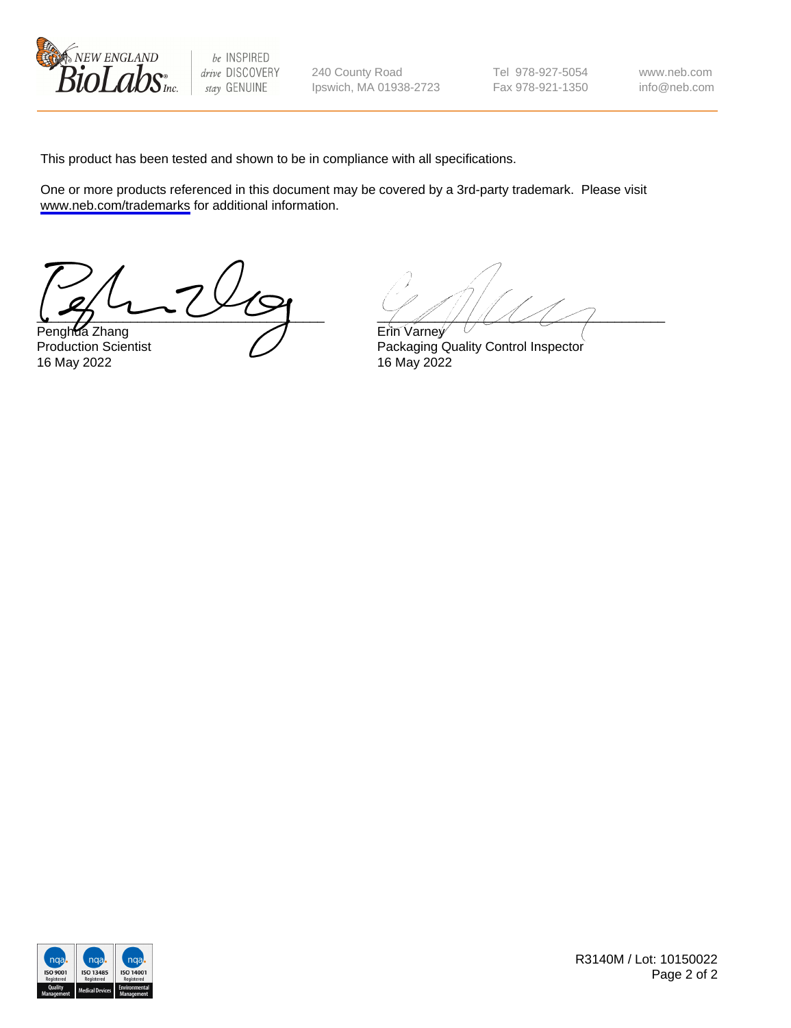This product has been tested and shown to be in compliance with all specifications.

One or more products referenced in this document may be covered by a 3rd-party trademark. Please visit www.neb.com/trademarks for additional information.

Penghua Zhang
Production Scientist
16 May 2022

Erin Varney
Packaging Quality Control Inspector
16 May 2022

R3140M / Lot: 10150022